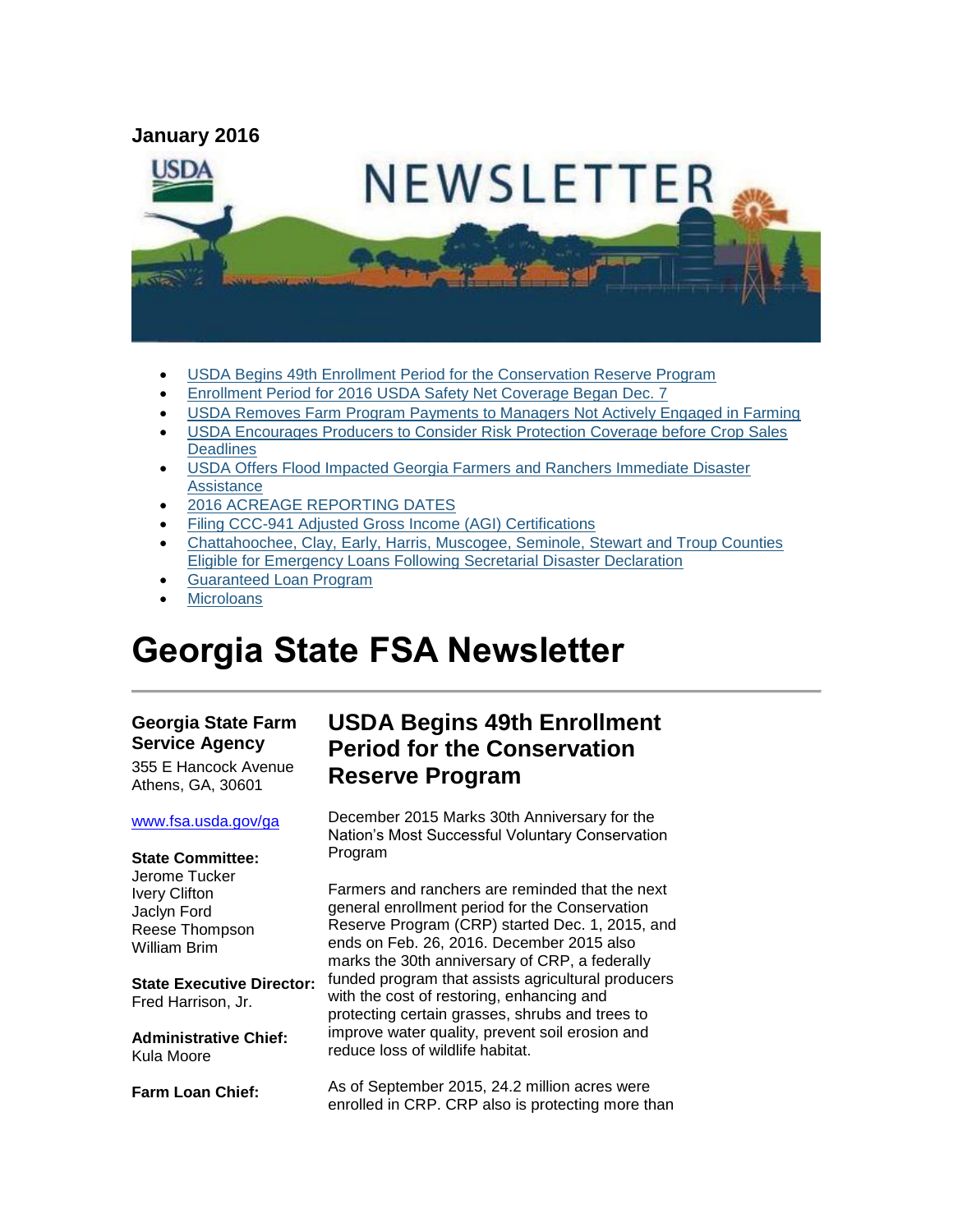**January 2016**

NEWSLETTER

- USDA Begins 49th Enrollment Period for the Conservation Reserve Program
- Enrollment Period for 2016 USDA Safety Net Coverage Began Dec. 7
- USDA Removes Farm Program Payments to Managers Not Actively Engaged in Farming
- USDA Encourages Producers to Consider Risk Protection Coverage before Crop Sales Deadlines
- USDA Offers Flood Impacted Georgia Farmers and Ranchers Immediate Disaster Assistance
- 2016 ACREAGE REPORTING DATES
- Filing CCC-941 Adjusted Gross Income (AGI) Certifications
- Chattahoochee, Clay, Early, Harris, Muscogee, Seminole, Stewart and Troup Counties Eligible for Emergency Loans Following Secretarial Disaster Declaration
- Guaranteed Loan Program
- Microloans

# Georgia State FSA Newsletter

**Georgia State Farm Service Agency**

355 E Hancock Avenue
Athens, GA, 30601

www.fsa.usda.gov/ga

**State Committee:**
Jerome Tucker
Ivery Clifton
Jaclyn Ford
Reese Thompson
William Brim

**State Executive Director:**
Fred Harrison, Jr.

**Administrative Chief:**
Kula Moore

**Farm Loan Chief:**

## USDA Begins 49th Enrollment Period for the Conservation Reserve Program

December 2015 Marks 30th Anniversary for the Nation's Most Successful Voluntary Conservation Program

Farmers and ranchers are reminded that the next general enrollment period for the Conservation Reserve Program (CRP) started Dec. 1, 2015, and ends on Feb. 26, 2016. December 2015 also marks the 30th anniversary of CRP, a federally funded program that assists agricultural producers with the cost of restoring, enhancing and protecting certain grasses, shrubs and trees to improve water quality, prevent soil erosion and reduce loss of wildlife habitat.

As of September 2015, 24.2 million acres were enrolled in CRP. CRP also is protecting more than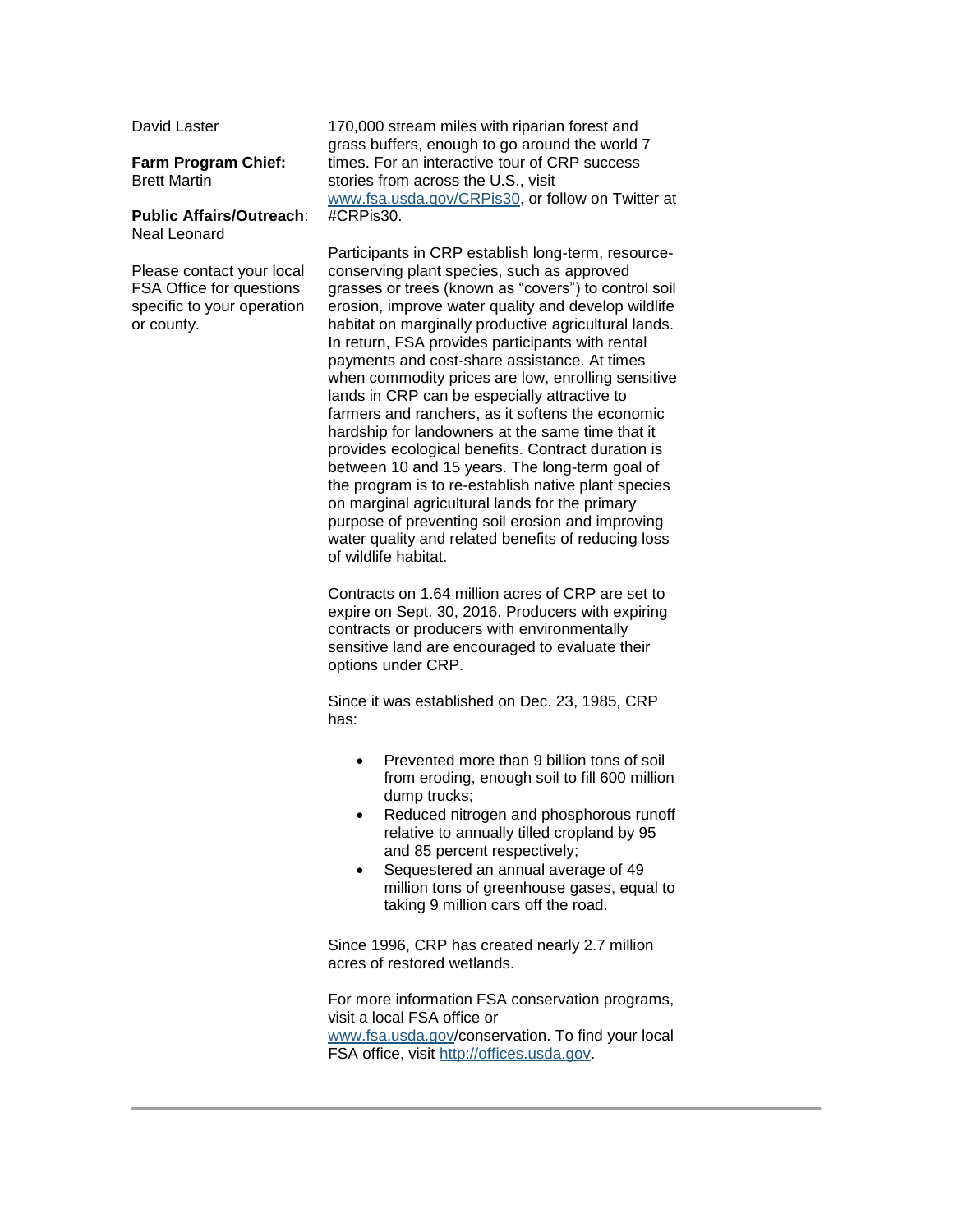David Laster

**Farm Program Chief:**
Brett Martin

**Public Affairs/Outreach**:
Neal Leonard

Please contact your local FSA Office for questions specific to your operation or county.

170,000 stream miles with riparian forest and grass buffers, enough to go around the world 7 times. For an interactive tour of CRP success stories from across the U.S., visit [www.fsa.usda.gov/CRPis30](www.fsa.usda.gov/CRPis30), or follow on Twitter at #CRPis30.

Participants in CRP establish long-term, resource-conserving plant species, such as approved grasses or trees (known as "covers") to control soil erosion, improve water quality and develop wildlife habitat on marginally productive agricultural lands. In return, FSA provides participants with rental payments and cost-share assistance. At times when commodity prices are low, enrolling sensitive lands in CRP can be especially attractive to farmers and ranchers, as it softens the economic hardship for landowners at the same time that it provides ecological benefits. Contract duration is between 10 and 15 years. The long-term goal of the program is to re-establish native plant species on marginal agricultural lands for the primary purpose of preventing soil erosion and improving water quality and related benefits of reducing loss of wildlife habitat.

Contracts on 1.64 million acres of CRP are set to expire on Sept. 30, 2016. Producers with expiring contracts or producers with environmentally sensitive land are encouraged to evaluate their options under CRP.

Since it was established on Dec. 23, 1985, CRP has:

- Prevented more than 9 billion tons of soil from eroding, enough soil to fill 600 million dump trucks;
- Reduced nitrogen and phosphorous runoff relative to annually tilled cropland by 95 and 85 percent respectively;
- Sequestered an annual average of 49 million tons of greenhouse gases, equal to taking 9 million cars off the road.

Since 1996, CRP has created nearly 2.7 million acres of restored wetlands.

For more information FSA conservation programs, visit a local FSA office or [www.fsa.usda.gov](www.fsa.usda.gov)/conservation. To find your local FSA office, visit [http://offices.usda.gov](http://offices.usda.gov).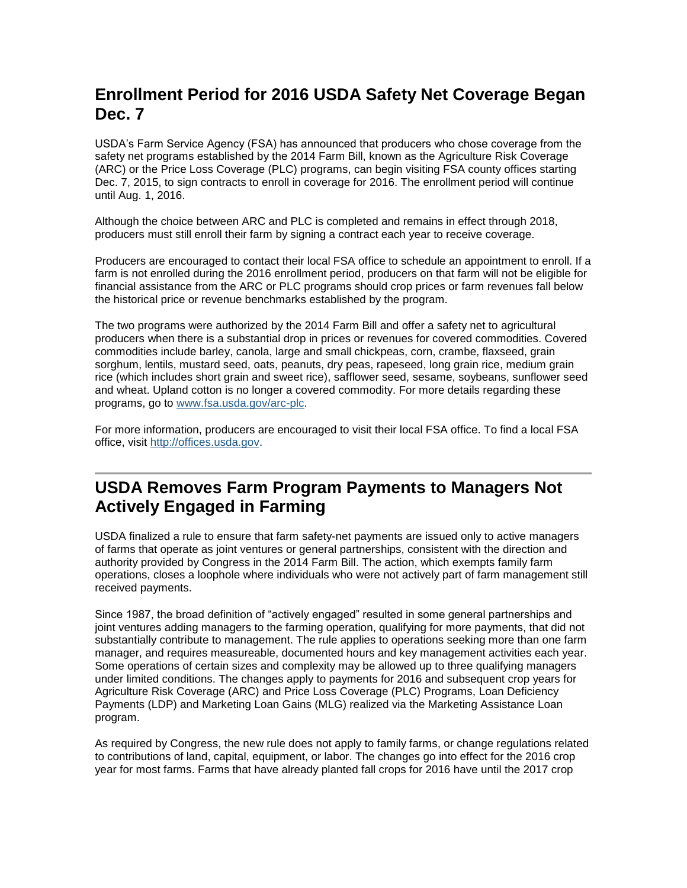## Enrollment Period for 2016 USDA Safety Net Coverage Began Dec. 7

USDA's Farm Service Agency (FSA) has announced that producers who chose coverage from the safety net programs established by the 2014 Farm Bill, known as the Agriculture Risk Coverage (ARC) or the Price Loss Coverage (PLC) programs, can begin visiting FSA county offices starting Dec. 7, 2015, to sign contracts to enroll in coverage for 2016. The enrollment period will continue until Aug. 1, 2016.

Although the choice between ARC and PLC is completed and remains in effect through 2018, producers must still enroll their farm by signing a contract each year to receive coverage.

Producers are encouraged to contact their local FSA office to schedule an appointment to enroll. If a farm is not enrolled during the 2016 enrollment period, producers on that farm will not be eligible for financial assistance from the ARC or PLC programs should crop prices or farm revenues fall below the historical price or revenue benchmarks established by the program.

The two programs were authorized by the 2014 Farm Bill and offer a safety net to agricultural producers when there is a substantial drop in prices or revenues for covered commodities. Covered commodities include barley, canola, large and small chickpeas, corn, crambe, flaxseed, grain sorghum, lentils, mustard seed, oats, peanuts, dry peas, rapeseed, long grain rice, medium grain rice (which includes short grain and sweet rice), safflower seed, sesame, soybeans, sunflower seed and wheat. Upland cotton is no longer a covered commodity. For more details regarding these programs, go to [www.fsa.usda.gov/arc-plc](http://www.fsa.usda.gov/arc-plc).

For more information, producers are encouraged to visit their local FSA office. To find a local FSA office, visit [http://offices.usda.gov](http://offices.usda.gov).

---

## USDA Removes Farm Program Payments to Managers Not Actively Engaged in Farming

USDA finalized a rule to ensure that farm safety-net payments are issued only to active managers of farms that operate as joint ventures or general partnerships, consistent with the direction and authority provided by Congress in the 2014 Farm Bill. The action, which exempts family farm operations, closes a loophole where individuals who were not actively part of farm management still received payments.

Since 1987, the broad definition of "actively engaged" resulted in some general partnerships and joint ventures adding managers to the farming operation, qualifying for more payments, that did not substantially contribute to management. The rule applies to operations seeking more than one farm manager, and requires measureable, documented hours and key management activities each year. Some operations of certain sizes and complexity may be allowed up to three qualifying managers under limited conditions. The changes apply to payments for 2016 and subsequent crop years for Agriculture Risk Coverage (ARC) and Price Loss Coverage (PLC) Programs, Loan Deficiency Payments (LDP) and Marketing Loan Gains (MLG) realized via the Marketing Assistance Loan program.

As required by Congress, the new rule does not apply to family farms, or change regulations related to contributions of land, capital, equipment, or labor. The changes go into effect for the 2016 crop year for most farms. Farms that have already planted fall crops for 2016 have until the 2017 crop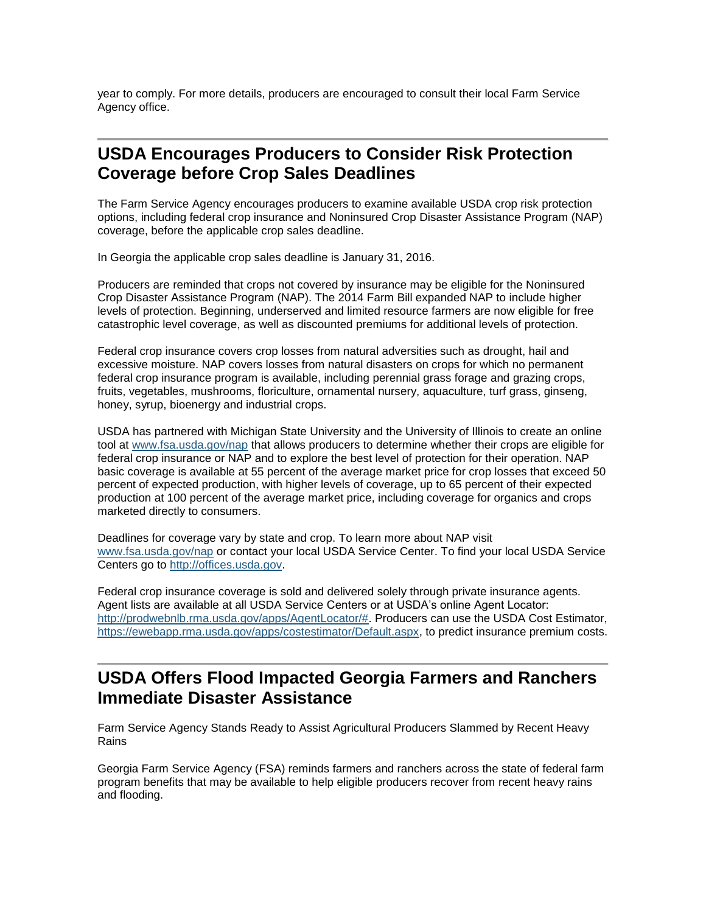year to comply. For more details, producers are encouraged to consult their local Farm Service Agency office.

---

## USDA Encourages Producers to Consider Risk Protection Coverage before Crop Sales Deadlines

The Farm Service Agency encourages producers to examine available USDA crop risk protection options, including federal crop insurance and Noninsured Crop Disaster Assistance Program (NAP) coverage, before the applicable crop sales deadline.

In Georgia the applicable crop sales deadline is January 31, 2016.

Producers are reminded that crops not covered by insurance may be eligible for the Noninsured Crop Disaster Assistance Program (NAP). The 2014 Farm Bill expanded NAP to include higher levels of protection. Beginning, underserved and limited resource farmers are now eligible for free catastrophic level coverage, as well as discounted premiums for additional levels of protection.

Federal crop insurance covers crop losses from natural adversities such as drought, hail and excessive moisture. NAP covers losses from natural disasters on crops for which no permanent federal crop insurance program is available, including perennial grass forage and grazing crops, fruits, vegetables, mushrooms, floriculture, ornamental nursery, aquaculture, turf grass, ginseng, honey, syrup, bioenergy and industrial crops.

USDA has partnered with Michigan State University and the University of Illinois to create an online tool at [www.fsa.usda.gov/nap](www.fsa.usda.gov/nap) that allows producers to determine whether their crops are eligible for federal crop insurance or NAP and to explore the best level of protection for their operation. NAP basic coverage is available at 55 percent of the average market price for crop losses that exceed 50 percent of expected production, with higher levels of coverage, up to 65 percent of their expected production at 100 percent of the average market price, including coverage for organics and crops marketed directly to consumers.

Deadlines for coverage vary by state and crop. To learn more about NAP visit [www.fsa.usda.gov/nap](www.fsa.usda.gov/nap) or contact your local USDA Service Center. To find your local USDA Service Centers go to [http://offices.usda.gov](http://offices.usda.gov).

Federal crop insurance coverage is sold and delivered solely through private insurance agents. Agent lists are available at all USDA Service Centers or at USDA's online Agent Locator: [http://prodwebnlb.rma.usda.gov/apps/AgentLocator/#](http://prodwebnlb.rma.usda.gov/apps/AgentLocator/#). Producers can use the USDA Cost Estimator, [https://ewebapp.rma.usda.gov/apps/costestimator/Default.aspx](https://ewebapp.rma.usda.gov/apps/costestimator/Default.aspx), to predict insurance premium costs.

---

## USDA Offers Flood Impacted Georgia Farmers and Ranchers Immediate Disaster Assistance

Farm Service Agency Stands Ready to Assist Agricultural Producers Slammed by Recent Heavy Rains

Georgia Farm Service Agency (FSA) reminds farmers and ranchers across the state of federal farm program benefits that may be available to help eligible producers recover from recent heavy rains and flooding.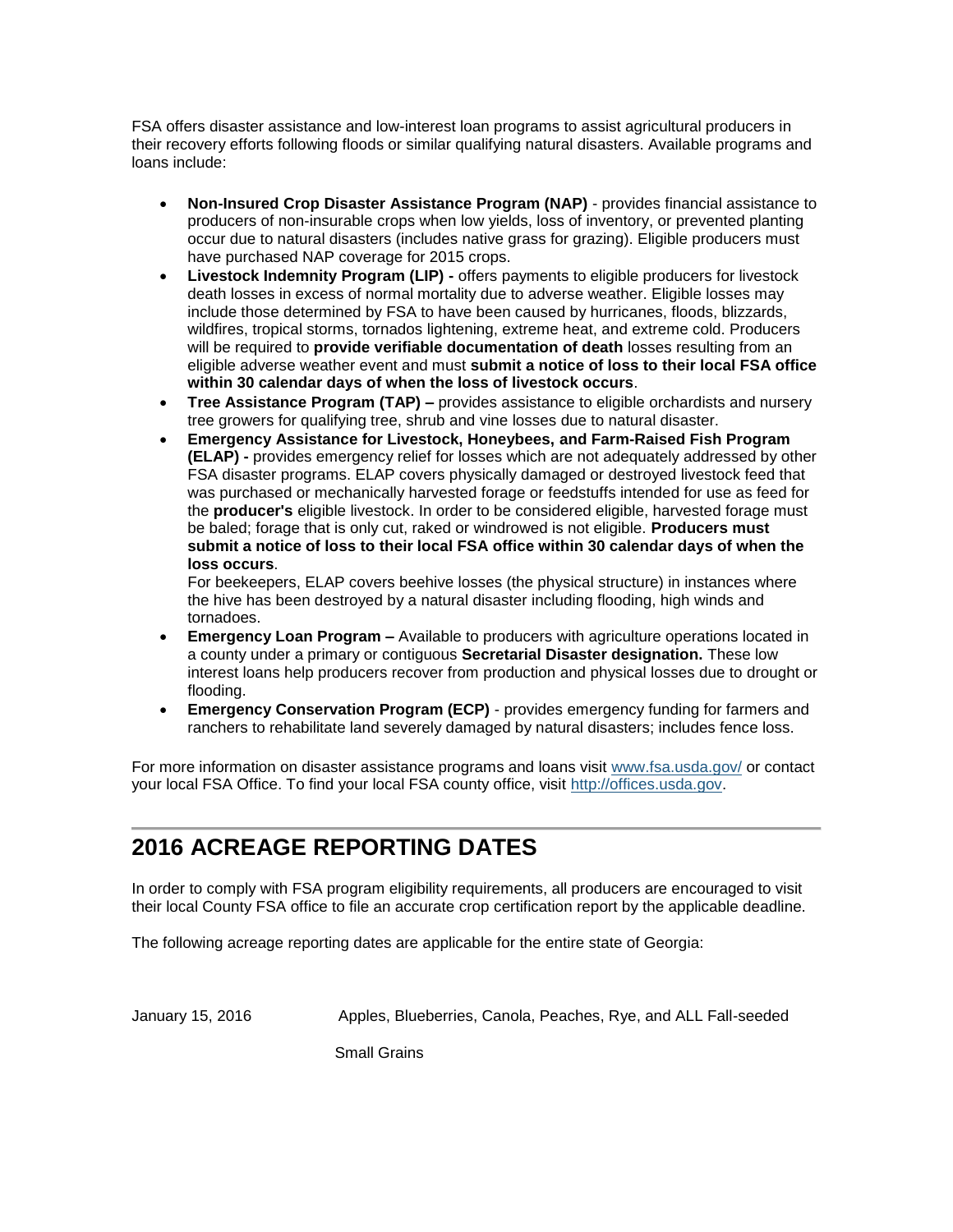FSA offers disaster assistance and low-interest loan programs to assist agricultural producers in their recovery efforts following floods or similar qualifying natural disasters. Available programs and loans include:

- **Non-Insured Crop Disaster Assistance Program (NAP)** - provides financial assistance to producers of non-insurable crops when low yields, loss of inventory, or prevented planting occur due to natural disasters (includes native grass for grazing). Eligible producers must have purchased NAP coverage for 2015 crops.
- **Livestock Indemnity Program (LIP) -** offers payments to eligible producers for livestock death losses in excess of normal mortality due to adverse weather. Eligible losses may include those determined by FSA to have been caused by hurricanes, floods, blizzards, wildfires, tropical storms, tornados lightening, extreme heat, and extreme cold. Producers will be required to **provide verifiable documentation of death** losses resulting from an eligible adverse weather event and must **submit a notice of loss to their local FSA office within 30 calendar days of when the loss of livestock occurs**.
- **Tree Assistance Program (TAP) –** provides assistance to eligible orchardists and nursery tree growers for qualifying tree, shrub and vine losses due to natural disaster.
- **Emergency Assistance for Livestock, Honeybees, and Farm-Raised Fish Program (ELAP) -** provides emergency relief for losses which are not adequately addressed by other FSA disaster programs. ELAP covers physically damaged or destroyed livestock feed that was purchased or mechanically harvested forage or feedstuffs intended for use as feed for the **producer's** eligible livestock. In order to be considered eligible, harvested forage must be baled; forage that is only cut, raked or windrowed is not eligible. **Producers must submit a notice of loss to their local FSA office within 30 calendar days of when the loss occurs**.

  For beekeepers, ELAP covers beehive losses (the physical structure) in instances where the hive has been destroyed by a natural disaster including flooding, high winds and tornadoes.
- **Emergency Loan Program –** Available to producers with agriculture operations located in a county under a primary or contiguous **Secretarial Disaster designation.** These low interest loans help producers recover from production and physical losses due to drought or flooding.
- **Emergency Conservation Program (ECP)** - provides emergency funding for farmers and ranchers to rehabilitate land severely damaged by natural disasters; includes fence loss.

For more information on disaster assistance programs and loans visit www.fsa.usda.gov/ or contact your local FSA Office. To find your local FSA county office, visit http://offices.usda.gov.

---

## 2016 ACREAGE REPORTING DATES

In order to comply with FSA program eligibility requirements, all producers are encouraged to visit their local County FSA office to file an accurate crop certification report by the applicable deadline.

The following acreage reporting dates are applicable for the entire state of Georgia:

| | |
|---|---|
| January 15, 2016 | Apples, Blueberries, Canola, Peaches, Rye, and ALL Fall-seeded Small Grains |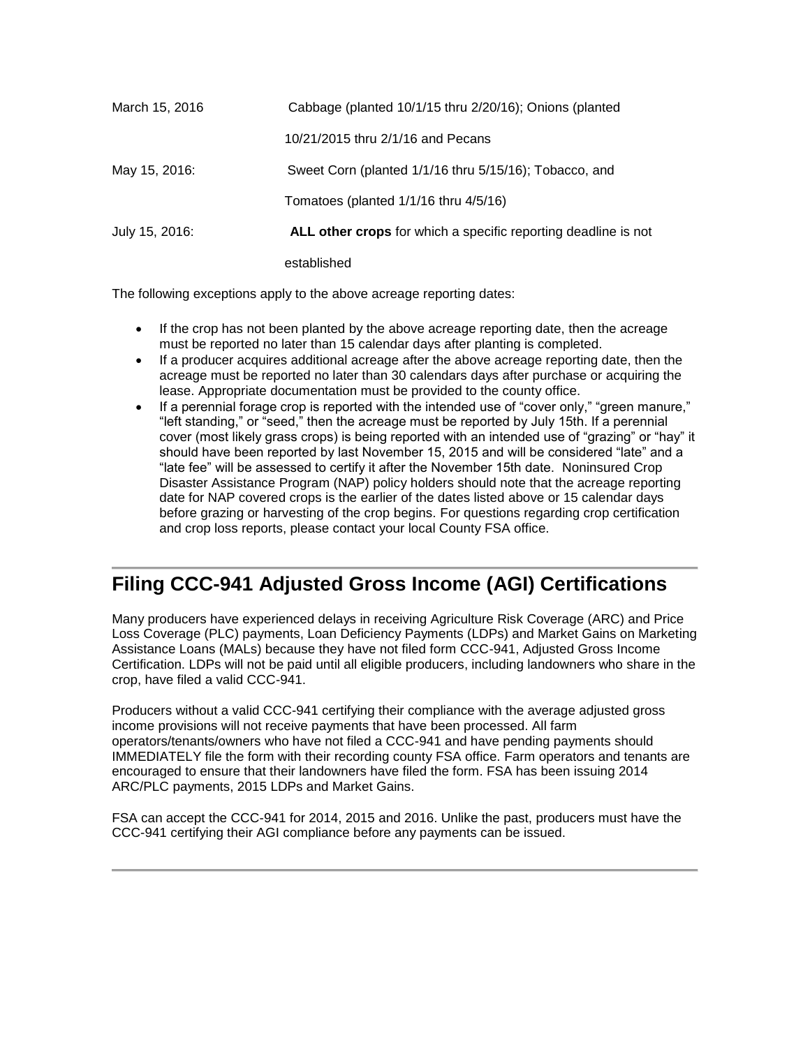| | |
|---|---|
| March 15, 2016 | Cabbage (planted 10/1/15 thru 2/20/16); Onions (planted 10/21/2015 thru 2/1/16 and Pecans |
| May 15, 2016: | Sweet Corn (planted 1/1/16 thru 5/15/16); Tobacco, and Tomatoes (planted 1/1/16 thru 4/5/16) |
| July 15, 2016: | **ALL other crops** for which a specific reporting deadline is not established |

The following exceptions apply to the above acreage reporting dates:

- If the crop has not been planted by the above acreage reporting date, then the acreage must be reported no later than 15 calendar days after planting is completed.
- If a producer acquires additional acreage after the above acreage reporting date, then the acreage must be reported no later than 30 calendars days after purchase or acquiring the lease. Appropriate documentation must be provided to the county office.
- If a perennial forage crop is reported with the intended use of "cover only," "green manure," "left standing," or "seed," then the acreage must be reported by July 15th. If a perennial cover (most likely grass crops) is being reported with an intended use of "grazing" or "hay" it should have been reported by last November 15, 2015 and will be considered "late" and a "late fee" will be assessed to certify it after the November 15th date. Noninsured Crop Disaster Assistance Program (NAP) policy holders should note that the acreage reporting date for NAP covered crops is the earlier of the dates listed above or 15 calendar days before grazing or harvesting of the crop begins. For questions regarding crop certification and crop loss reports, please contact your local County FSA office.

## Filing CCC-941 Adjusted Gross Income (AGI) Certifications

Many producers have experienced delays in receiving Agriculture Risk Coverage (ARC) and Price Loss Coverage (PLC) payments, Loan Deficiency Payments (LDPs) and Market Gains on Marketing Assistance Loans (MALs) because they have not filed form CCC-941, Adjusted Gross Income Certification. LDPs will not be paid until all eligible producers, including landowners who share in the crop, have filed a valid CCC-941.

Producers without a valid CCC-941 certifying their compliance with the average adjusted gross income provisions will not receive payments that have been processed. All farm operators/tenants/owners who have not filed a CCC-941 and have pending payments should IMMEDIATELY file the form with their recording county FSA office. Farm operators and tenants are encouraged to ensure that their landowners have filed the form. FSA has been issuing 2014 ARC/PLC payments, 2015 LDPs and Market Gains.

FSA can accept the CCC-941 for 2014, 2015 and 2016. Unlike the past, producers must have the CCC-941 certifying their AGI compliance before any payments can be issued.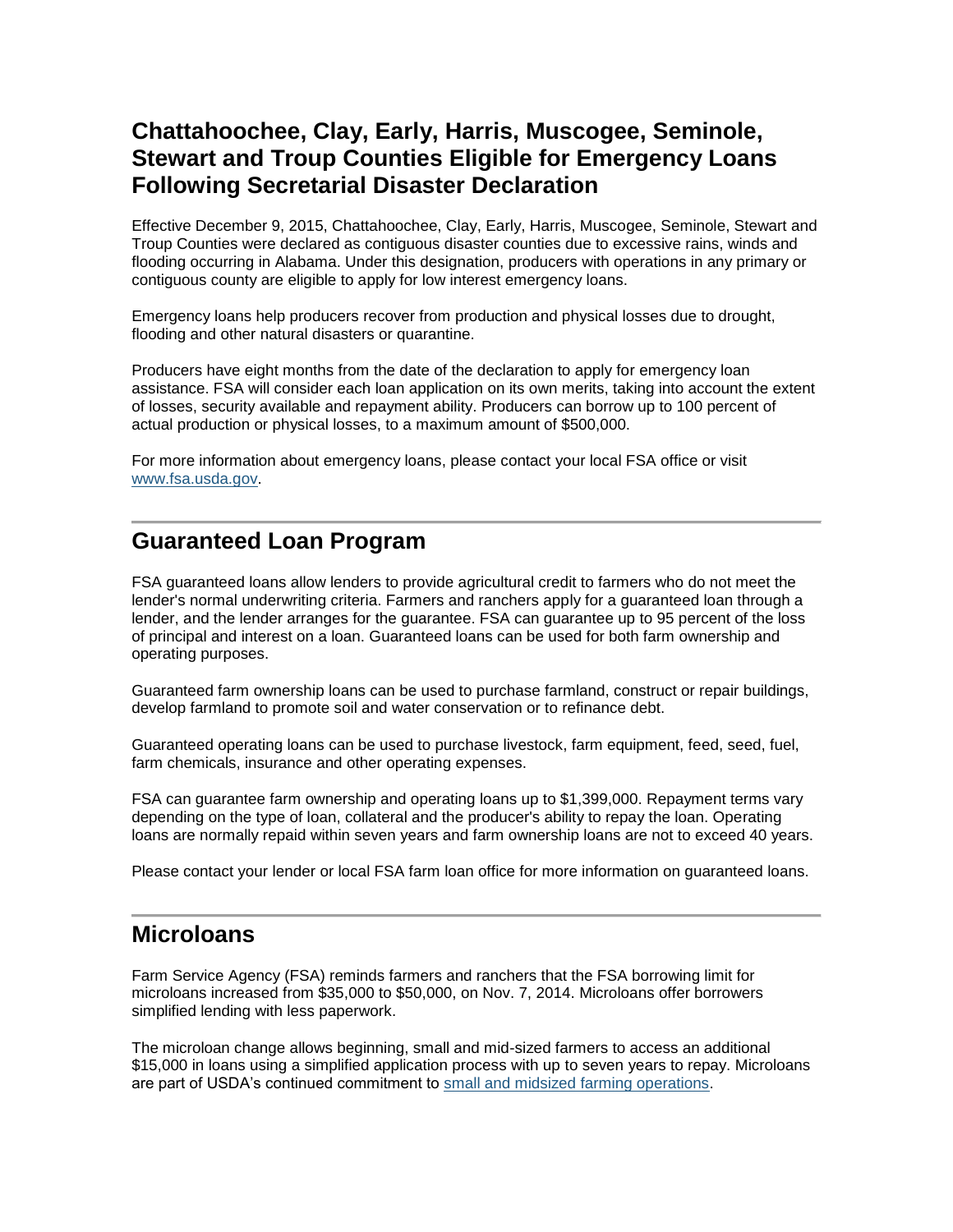## Chattahoochee, Clay, Early, Harris, Muscogee, Seminole, Stewart and Troup Counties Eligible for Emergency Loans Following Secretarial Disaster Declaration

Effective December 9, 2015, Chattahoochee, Clay, Early, Harris, Muscogee, Seminole, Stewart and Troup Counties were declared as contiguous disaster counties due to excessive rains, winds and flooding occurring in Alabama. Under this designation, producers with operations in any primary or contiguous county are eligible to apply for low interest emergency loans.

Emergency loans help producers recover from production and physical losses due to drought, flooding and other natural disasters or quarantine.

Producers have eight months from the date of the declaration to apply for emergency loan assistance. FSA will consider each loan application on its own merits, taking into account the extent of losses, security available and repayment ability. Producers can borrow up to 100 percent of actual production or physical losses, to a maximum amount of $500,000.

For more information about emergency loans, please contact your local FSA office or visit [www.fsa.usda.gov](www.fsa.usda.gov).

---

## Guaranteed Loan Program

FSA guaranteed loans allow lenders to provide agricultural credit to farmers who do not meet the lender's normal underwriting criteria. Farmers and ranchers apply for a guaranteed loan through a lender, and the lender arranges for the guarantee. FSA can guarantee up to 95 percent of the loss of principal and interest on a loan. Guaranteed loans can be used for both farm ownership and operating purposes.

Guaranteed farm ownership loans can be used to purchase farmland, construct or repair buildings, develop farmland to promote soil and water conservation or to refinance debt.

Guaranteed operating loans can be used to purchase livestock, farm equipment, feed, seed, fuel, farm chemicals, insurance and other operating expenses.

FSA can guarantee farm ownership and operating loans up to $1,399,000. Repayment terms vary depending on the type of loan, collateral and the producer's ability to repay the loan. Operating loans are normally repaid within seven years and farm ownership loans are not to exceed 40 years.

Please contact your lender or local FSA farm loan office for more information on guaranteed loans.

---

## Microloans

Farm Service Agency (FSA) reminds farmers and ranchers that the FSA borrowing limit for microloans increased from $35,000 to $50,000, on Nov. 7, 2014. Microloans offer borrowers simplified lending with less paperwork.

The microloan change allows beginning, small and mid-sized farmers to access an additional $15,000 in loans using a simplified application process with up to seven years to repay. Microloans are part of USDA's continued commitment to small and midsized farming operations.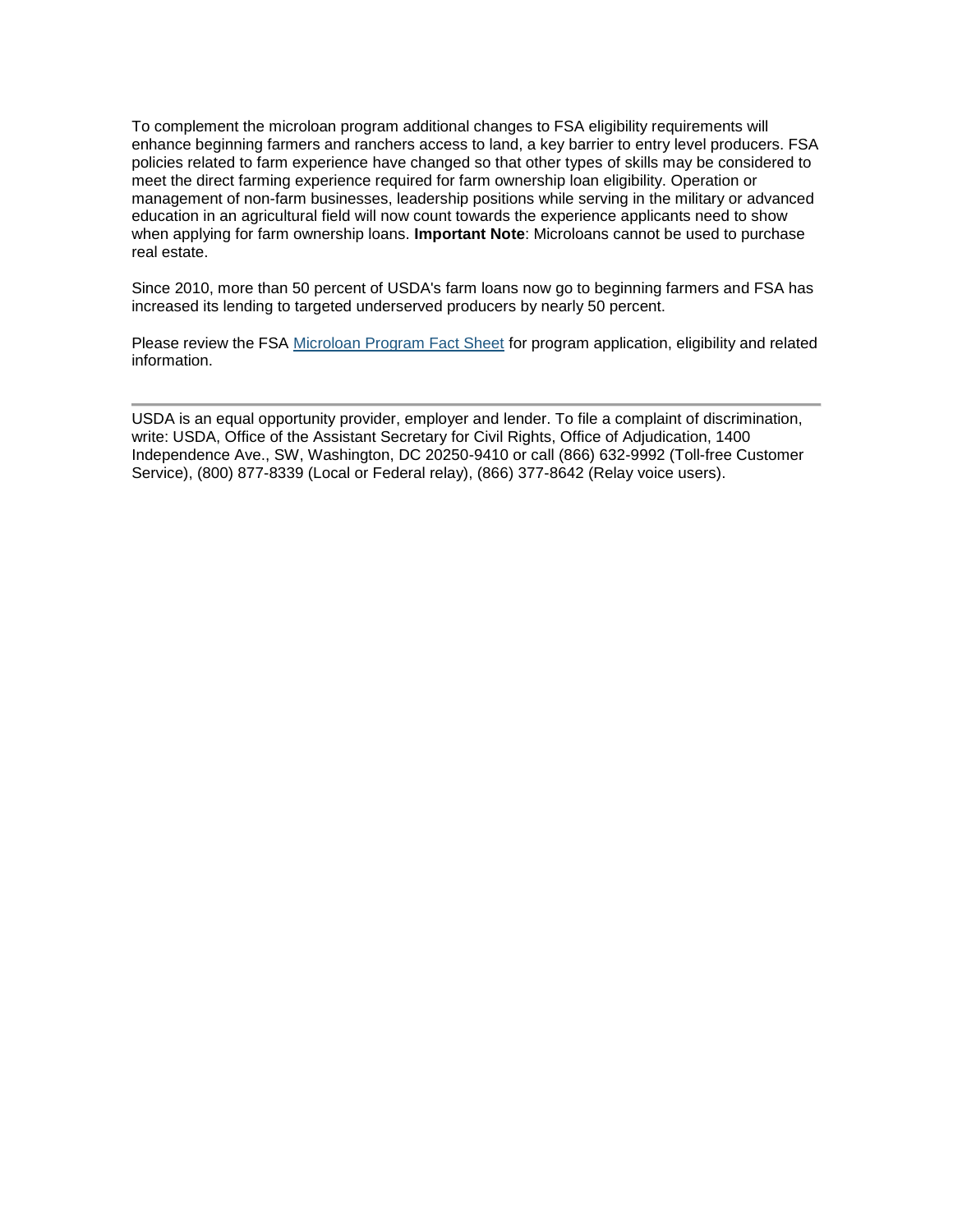To complement the microloan program additional changes to FSA eligibility requirements will enhance beginning farmers and ranchers access to land, a key barrier to entry level producers. FSA policies related to farm experience have changed so that other types of skills may be considered to meet the direct farming experience required for farm ownership loan eligibility. Operation or management of non-farm businesses, leadership positions while serving in the military or advanced education in an agricultural field will now count towards the experience applicants need to show when applying for farm ownership loans. **Important Note**: Microloans cannot be used to purchase real estate.

Since 2010, more than 50 percent of USDA's farm loans now go to beginning farmers and FSA has increased its lending to targeted underserved producers by nearly 50 percent.

Please review the FSA Microloan Program Fact Sheet for program application, eligibility and related information.

---

USDA is an equal opportunity provider, employer and lender. To file a complaint of discrimination, write: USDA, Office of the Assistant Secretary for Civil Rights, Office of Adjudication, 1400 Independence Ave., SW, Washington, DC 20250-9410 or call (866) 632-9992 (Toll-free Customer Service), (800) 877-8339 (Local or Federal relay), (866) 377-8642 (Relay voice users).